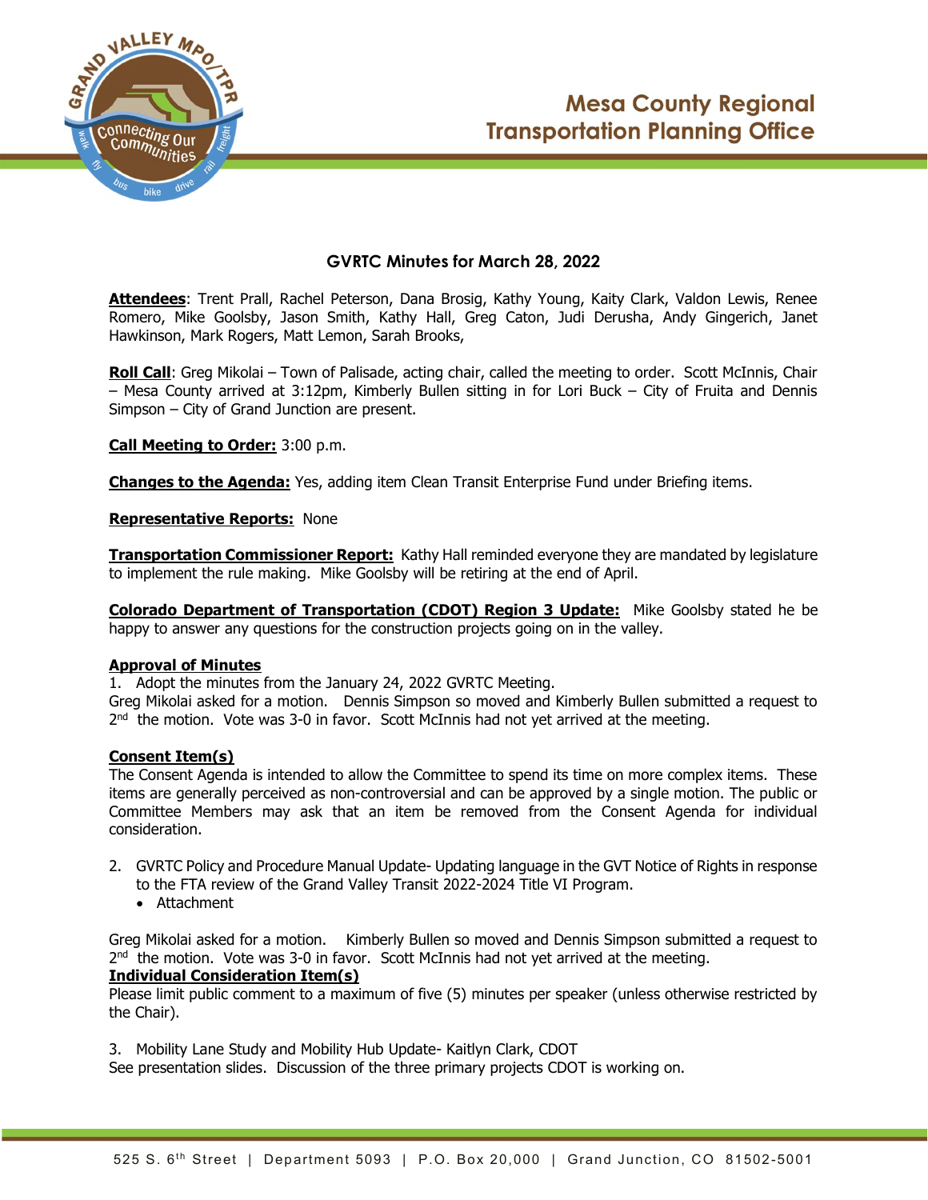# Mesa County Regional Transportation Planning Office

## GVRTC Minutes for March 28, 2022

**Attendees**: Trent Prall, Rachel Peterson, Dana Brosig, Kathy Young, Kaity Clark, Valdon Lewis, Renee Romero, Mike Goolsby, Jason Smith, Kathy Hall, Greg Caton, Judi Derusha, Andy Gingerich, Janet Hawkinson, Mark Rogers, Matt Lemon, Sarah Brooks,

**Roll Call**: Greg Mikolai – Town of Palisade, acting chair, called the meeting to order. Scott McInnis, Chair – Mesa County arrived at 3:12pm, Kimberly Bullen sitting in for Lori Buck – City of Fruita and Dennis Simpson – City of Grand Junction are present.

**Call Meeting to Order:** 3:00 p.m.

**Changes to the Agenda:** Yes, adding item Clean Transit Enterprise Fund under Briefing items.

**Representative Reports:** None

**Transportation Commissioner Report:** Kathy Hall reminded everyone they are mandated by legislature to implement the rule making. Mike Goolsby will be retiring at the end of April.

**Colorado Department of Transportation (CDOT) Region 3 Update:** Mike Goolsby stated he be happy to answer any questions for the construction projects going on in the valley.

**Approval of Minutes**

1. Adopt the minutes from the January 24, 2022 GVRTC Meeting.

Greg Mikolai asked for a motion. Dennis Simpson so moved and Kimberly Bullen submitted a request to 2nd the motion. Vote was 3-0 in favor. Scott McInnis had not yet arrived at the meeting.

**Consent Item(s)**

The Consent Agenda is intended to allow the Committee to spend its time on more complex items. These items are generally perceived as non-controversial and can be approved by a single motion. The public or Committee Members may ask that an item be removed from the Consent Agenda for individual consideration.

2. GVRTC Policy and Procedure Manual Update- Updating language in the GVT Notice of Rights in response to the FTA review of the Grand Valley Transit 2022-2024 Title VI Program.
   - Attachment

Greg Mikolai asked for a motion. Kimberly Bullen so moved and Dennis Simpson submitted a request to 2nd the motion. Vote was 3-0 in favor. Scott McInnis had not yet arrived at the meeting.

**Individual Consideration Item(s)**

Please limit public comment to a maximum of five (5) minutes per speaker (unless otherwise restricted by the Chair).

3. Mobility Lane Study and Mobility Hub Update- Kaitlyn Clark, CDOT

See presentation slides. Discussion of the three primary projects CDOT is working on.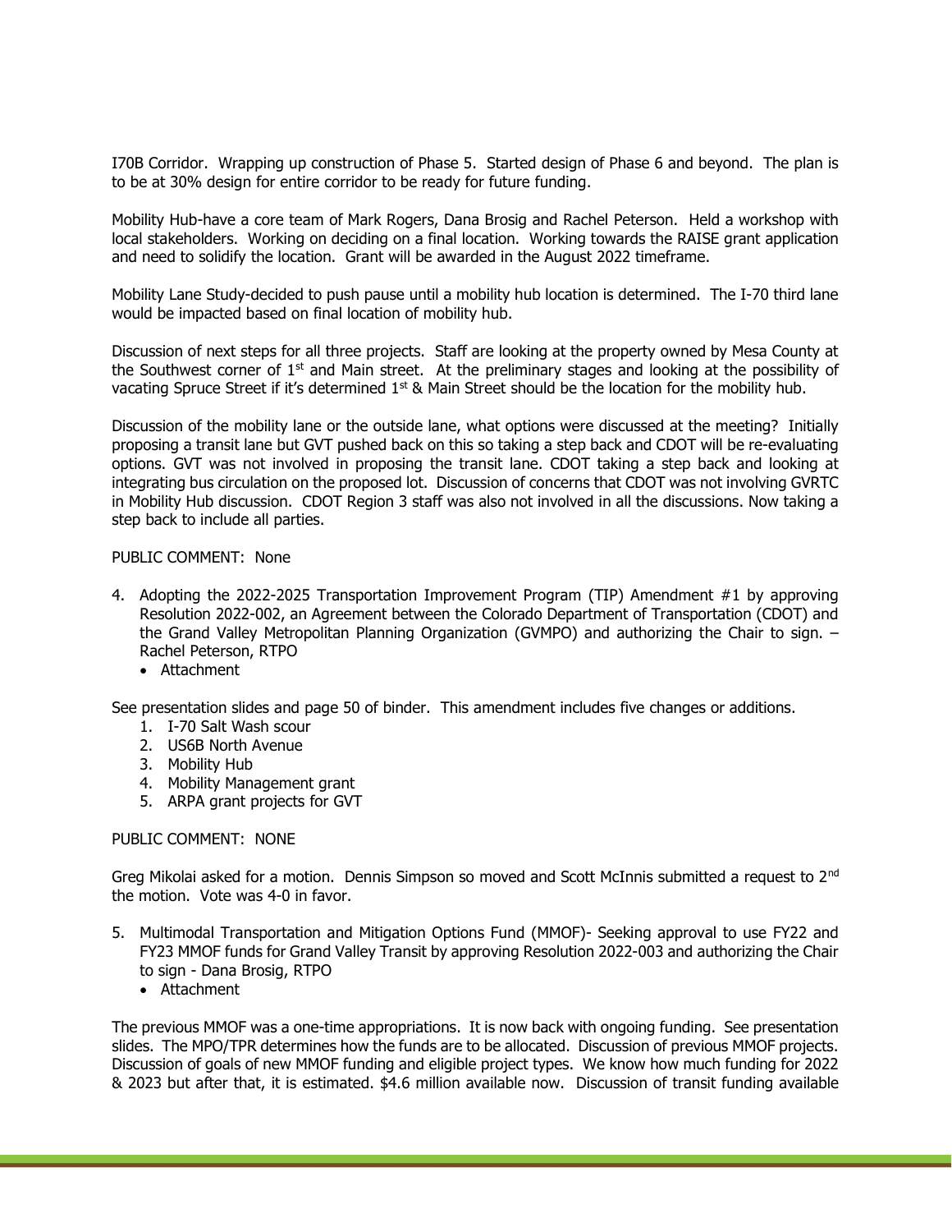I70B Corridor. Wrapping up construction of Phase 5. Started design of Phase 6 and beyond. The plan is to be at 30% design for entire corridor to be ready for future funding.

Mobility Hub-have a core team of Mark Rogers, Dana Brosig and Rachel Peterson. Held a workshop with local stakeholders. Working on deciding on a final location. Working towards the RAISE grant application and need to solidify the location. Grant will be awarded in the August 2022 timeframe.

Mobility Lane Study-decided to push pause until a mobility hub location is determined. The I-70 third lane would be impacted based on final location of mobility hub.

Discussion of next steps for all three projects. Staff are looking at the property owned by Mesa County at the Southwest corner of 1st and Main street. At the preliminary stages and looking at the possibility of vacating Spruce Street if it's determined 1st & Main Street should be the location for the mobility hub.

Discussion of the mobility lane or the outside lane, what options were discussed at the meeting? Initially proposing a transit lane but GVT pushed back on this so taking a step back and CDOT will be re-evaluating options. GVT was not involved in proposing the transit lane. CDOT taking a step back and looking at integrating bus circulation on the proposed lot. Discussion of concerns that CDOT was not involving GVRTC in Mobility Hub discussion. CDOT Region 3 staff was also not involved in all the discussions. Now taking a step back to include all parties.

PUBLIC COMMENT: None

4. Adopting the 2022-2025 Transportation Improvement Program (TIP) Amendment #1 by approving Resolution 2022-002, an Agreement between the Colorado Department of Transportation (CDOT) and the Grand Valley Metropolitan Planning Organization (GVMPO) and authorizing the Chair to sign. – Rachel Peterson, RTPO
   - Attachment

See presentation slides and page 50 of binder. This amendment includes five changes or additions.

1. I-70 Salt Wash scour
2. US6B North Avenue
3. Mobility Hub
4. Mobility Management grant
5. ARPA grant projects for GVT

PUBLIC COMMENT: NONE

Greg Mikolai asked for a motion. Dennis Simpson so moved and Scott McInnis submitted a request to 2nd the motion. Vote was 4-0 in favor.

5. Multimodal Transportation and Mitigation Options Fund (MMOF)- Seeking approval to use FY22 and FY23 MMOF funds for Grand Valley Transit by approving Resolution 2022-003 and authorizing the Chair to sign - Dana Brosig, RTPO
   - Attachment

The previous MMOF was a one-time appropriations. It is now back with ongoing funding. See presentation slides. The MPO/TPR determines how the funds are to be allocated. Discussion of previous MMOF projects. Discussion of goals of new MMOF funding and eligible project types. We know how much funding for 2022 & 2023 but after that, it is estimated. $4.6 million available now. Discussion of transit funding available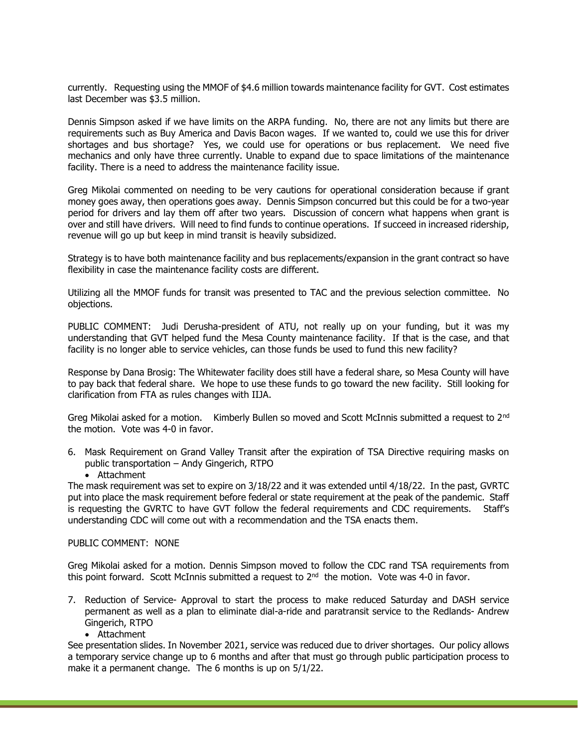currently. Requesting using the MMOF of $4.6 million towards maintenance facility for GVT. Cost estimates last December was $3.5 million.

Dennis Simpson asked if we have limits on the ARPA funding. No, there are not any limits but there are requirements such as Buy America and Davis Bacon wages. If we wanted to, could we use this for driver shortages and bus shortage? Yes, we could use for operations or bus replacement. We need five mechanics and only have three currently. Unable to expand due to space limitations of the maintenance facility. There is a need to address the maintenance facility issue.

Greg Mikolai commented on needing to be very cautions for operational consideration because if grant money goes away, then operations goes away. Dennis Simpson concurred but this could be for a two-year period for drivers and lay them off after two years. Discussion of concern what happens when grant is over and still have drivers. Will need to find funds to continue operations. If succeed in increased ridership, revenue will go up but keep in mind transit is heavily subsidized.

Strategy is to have both maintenance facility and bus replacements/expansion in the grant contract so have flexibility in case the maintenance facility costs are different.

Utilizing all the MMOF funds for transit was presented to TAC and the previous selection committee. No objections.

PUBLIC COMMENT: Judi Derusha-president of ATU, not really up on your funding, but it was my understanding that GVT helped fund the Mesa County maintenance facility. If that is the case, and that facility is no longer able to service vehicles, can those funds be used to fund this new facility?

Response by Dana Brosig: The Whitewater facility does still have a federal share, so Mesa County will have to pay back that federal share. We hope to use these funds to go toward the new facility. Still looking for clarification from FTA as rules changes with IIJA.

Greg Mikolai asked for a motion. Kimberly Bullen so moved and Scott McInnis submitted a request to 2nd the motion. Vote was 4-0 in favor.

6. Mask Requirement on Grand Valley Transit after the expiration of TSA Directive requiring masks on public transportation – Andy Gingerich, RTPO
   - Attachment

The mask requirement was set to expire on 3/18/22 and it was extended until 4/18/22. In the past, GVRTC put into place the mask requirement before federal or state requirement at the peak of the pandemic. Staff is requesting the GVRTC to have GVT follow the federal requirements and CDC requirements. Staff's understanding CDC will come out with a recommendation and the TSA enacts them.

PUBLIC COMMENT: NONE

Greg Mikolai asked for a motion. Dennis Simpson moved to follow the CDC rand TSA requirements from this point forward. Scott McInnis submitted a request to 2nd the motion. Vote was 4-0 in favor.

7. Reduction of Service- Approval to start the process to make reduced Saturday and DASH service permanent as well as a plan to eliminate dial-a-ride and paratransit service to the Redlands- Andrew Gingerich, RTPO
   - Attachment

See presentation slides. In November 2021, service was reduced due to driver shortages. Our policy allows a temporary service change up to 6 months and after that must go through public participation process to make it a permanent change. The 6 months is up on 5/1/22.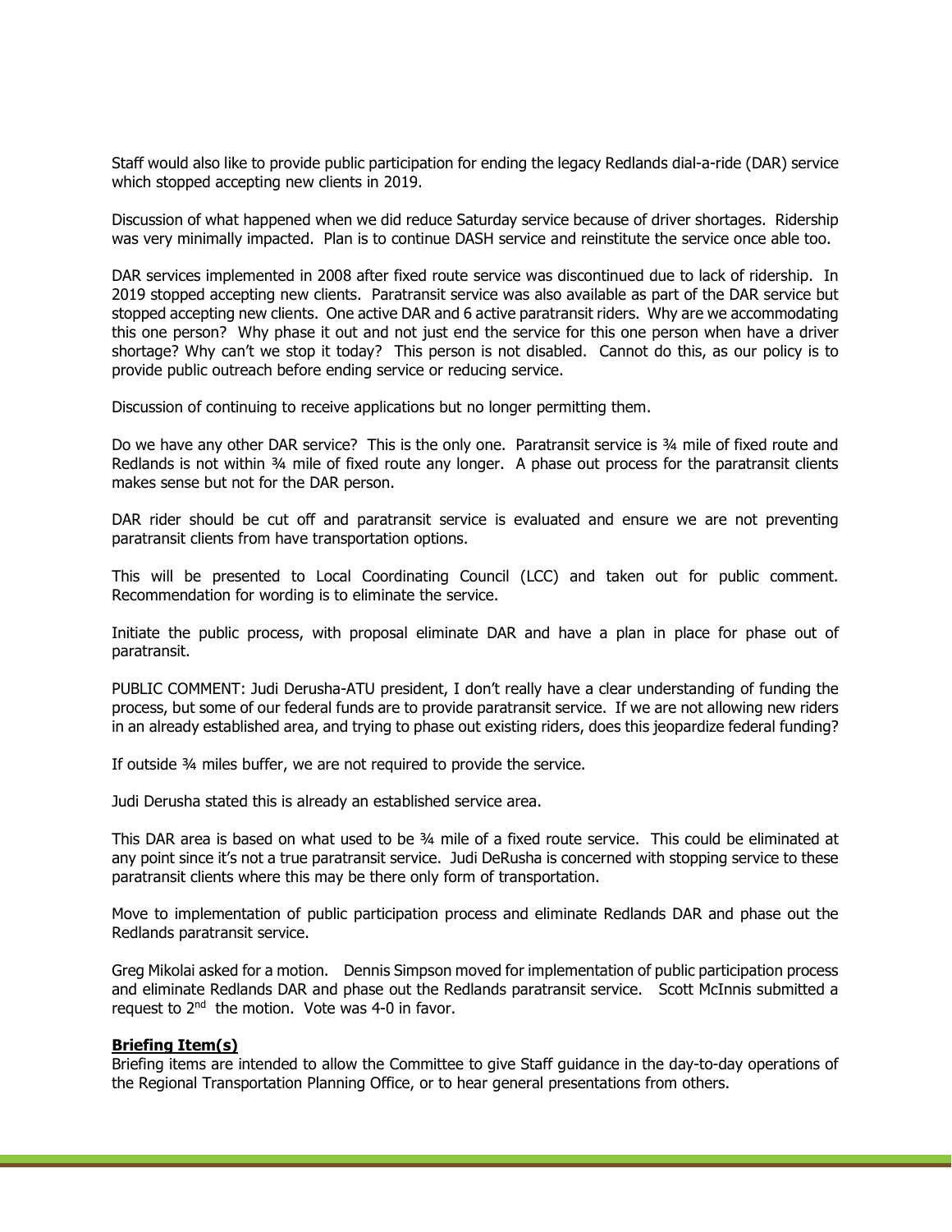Staff would also like to provide public participation for ending the legacy Redlands dial-a-ride (DAR) service which stopped accepting new clients in 2019.

Discussion of what happened when we did reduce Saturday service because of driver shortages. Ridership was very minimally impacted. Plan is to continue DASH service and reinstitute the service once able too.

DAR services implemented in 2008 after fixed route service was discontinued due to lack of ridership. In 2019 stopped accepting new clients. Paratransit service was also available as part of the DAR service but stopped accepting new clients. One active DAR and 6 active paratransit riders. Why are we accommodating this one person? Why phase it out and not just end the service for this one person when have a driver shortage? Why can't we stop it today? This person is not disabled. Cannot do this, as our policy is to provide public outreach before ending service or reducing service.

Discussion of continuing to receive applications but no longer permitting them.

Do we have any other DAR service? This is the only one. Paratransit service is ¾ mile of fixed route and Redlands is not within ¾ mile of fixed route any longer. A phase out process for the paratransit clients makes sense but not for the DAR person.

DAR rider should be cut off and paratransit service is evaluated and ensure we are not preventing paratransit clients from have transportation options.

This will be presented to Local Coordinating Council (LCC) and taken out for public comment. Recommendation for wording is to eliminate the service.

Initiate the public process, with proposal eliminate DAR and have a plan in place for phase out of paratransit.

PUBLIC COMMENT: Judi Derusha-ATU president, I don't really have a clear understanding of funding the process, but some of our federal funds are to provide paratransit service. If we are not allowing new riders in an already established area, and trying to phase out existing riders, does this jeopardize federal funding?

If outside ¾ miles buffer, we are not required to provide the service.

Judi Derusha stated this is already an established service area.

This DAR area is based on what used to be ¾ mile of a fixed route service. This could be eliminated at any point since it's not a true paratransit service. Judi DeRusha is concerned with stopping service to these paratransit clients where this may be there only form of transportation.

Move to implementation of public participation process and eliminate Redlands DAR and phase out the Redlands paratransit service.

Greg Mikolai asked for a motion. Dennis Simpson moved for implementation of public participation process and eliminate Redlands DAR and phase out the Redlands paratransit service. Scott McInnis submitted a request to 2nd the motion. Vote was 4-0 in favor.

**Briefing Item(s)**

Briefing items are intended to allow the Committee to give Staff guidance in the day-to-day operations of the Regional Transportation Planning Office, or to hear general presentations from others.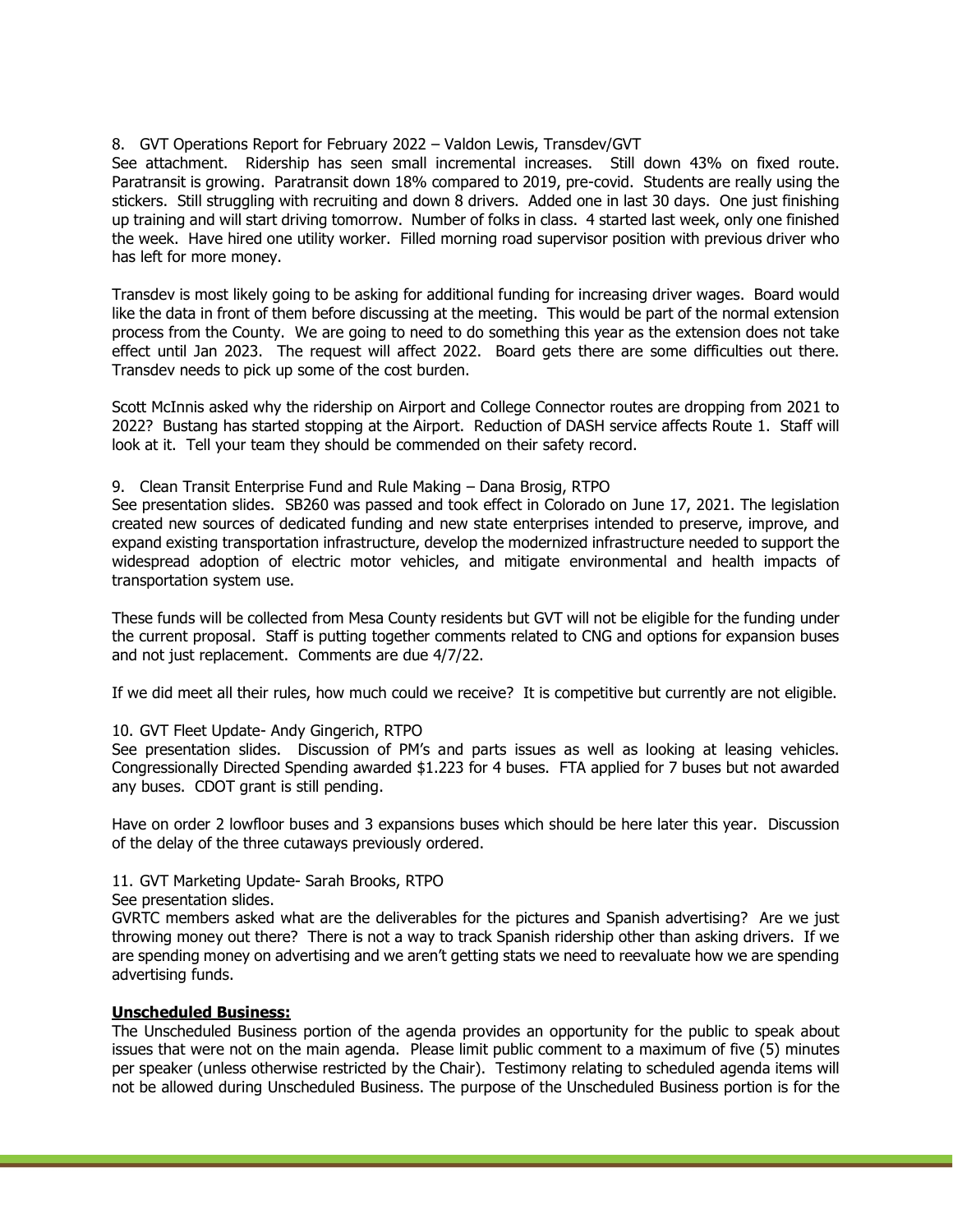8. GVT Operations Report for February 2022 – Valdon Lewis, Transdev/GVT
See attachment. Ridership has seen small incremental increases. Still down 43% on fixed route. Paratransit is growing. Paratransit down 18% compared to 2019, pre-covid. Students are really using the stickers. Still struggling with recruiting and down 8 drivers. Added one in last 30 days. One just finishing up training and will start driving tomorrow. Number of folks in class. 4 started last week, only one finished the week. Have hired one utility worker. Filled morning road supervisor position with previous driver who has left for more money.

Transdev is most likely going to be asking for additional funding for increasing driver wages. Board would like the data in front of them before discussing at the meeting. This would be part of the normal extension process from the County. We are going to need to do something this year as the extension does not take effect until Jan 2023. The request will affect 2022. Board gets there are some difficulties out there. Transdev needs to pick up some of the cost burden.

Scott McInnis asked why the ridership on Airport and College Connector routes are dropping from 2021 to 2022? Bustang has started stopping at the Airport. Reduction of DASH service affects Route 1. Staff will look at it. Tell your team they should be commended on their safety record.

9. Clean Transit Enterprise Fund and Rule Making – Dana Brosig, RTPO
See presentation slides. SB260 was passed and took effect in Colorado on June 17, 2021. The legislation created new sources of dedicated funding and new state enterprises intended to preserve, improve, and expand existing transportation infrastructure, develop the modernized infrastructure needed to support the widespread adoption of electric motor vehicles, and mitigate environmental and health impacts of transportation system use.

These funds will be collected from Mesa County residents but GVT will not be eligible for the funding under the current proposal. Staff is putting together comments related to CNG and options for expansion buses and not just replacement. Comments are due 4/7/22.

If we did meet all their rules, how much could we receive? It is competitive but currently are not eligible.

10. GVT Fleet Update- Andy Gingerich, RTPO
See presentation slides. Discussion of PM's and parts issues as well as looking at leasing vehicles. Congressionally Directed Spending awarded $1.223 for 4 buses. FTA applied for 7 buses but not awarded any buses. CDOT grant is still pending.

Have on order 2 lowfloor buses and 3 expansions buses which should be here later this year. Discussion of the delay of the three cutaways previously ordered.

11. GVT Marketing Update- Sarah Brooks, RTPO
See presentation slides.
GVRTC members asked what are the deliverables for the pictures and Spanish advertising? Are we just throwing money out there? There is not a way to track Spanish ridership other than asking drivers. If we are spending money on advertising and we aren't getting stats we need to reevaluate how we are spending advertising funds.

**Unscheduled Business:**
The Unscheduled Business portion of the agenda provides an opportunity for the public to speak about issues that were not on the main agenda. Please limit public comment to a maximum of five (5) minutes per speaker (unless otherwise restricted by the Chair). Testimony relating to scheduled agenda items will not be allowed during Unscheduled Business. The purpose of the Unscheduled Business portion is for the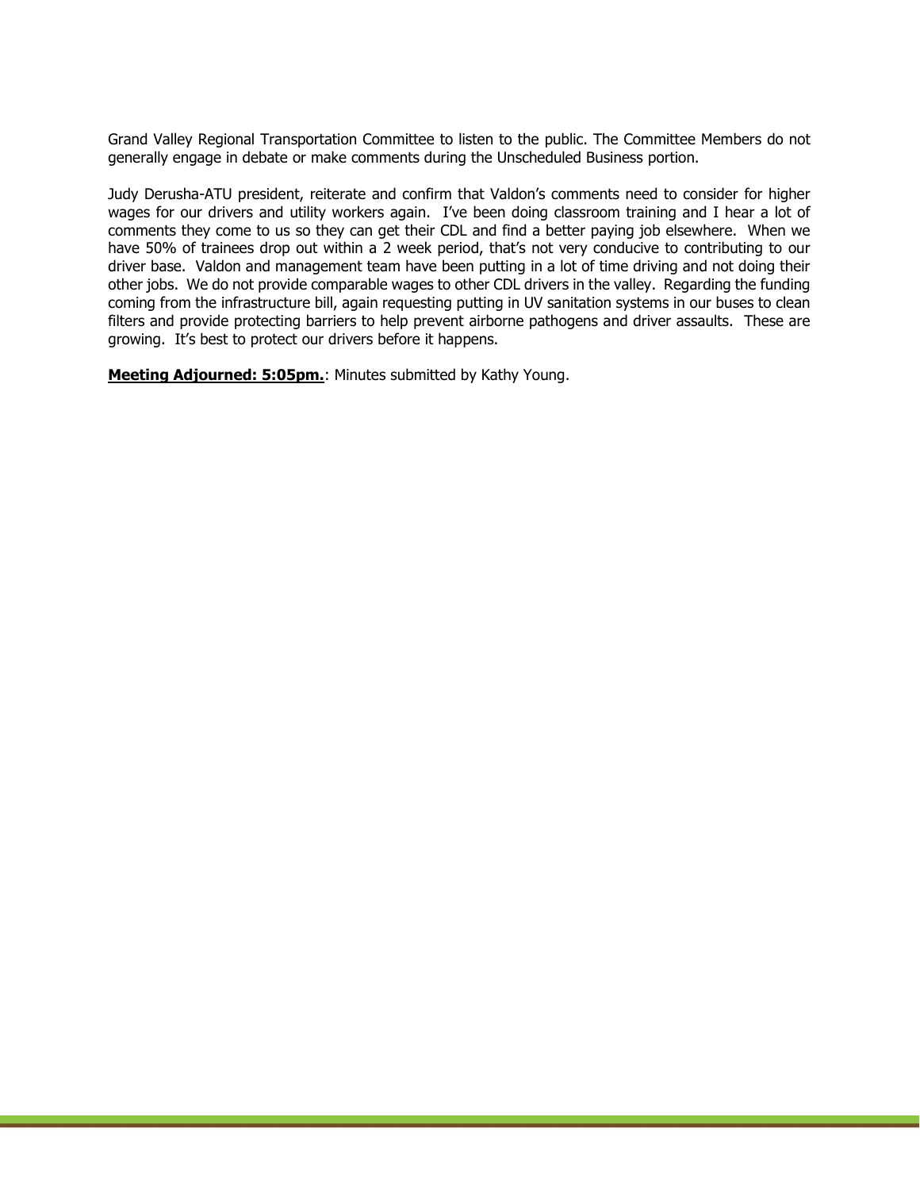Grand Valley Regional Transportation Committee to listen to the public. The Committee Members do not generally engage in debate or make comments during the Unscheduled Business portion.

Judy Derusha-ATU president, reiterate and confirm that Valdon's comments need to consider for higher wages for our drivers and utility workers again. I've been doing classroom training and I hear a lot of comments they come to us so they can get their CDL and find a better paying job elsewhere. When we have 50% of trainees drop out within a 2 week period, that's not very conducive to contributing to our driver base. Valdon and management team have been putting in a lot of time driving and not doing their other jobs. We do not provide comparable wages to other CDL drivers in the valley. Regarding the funding coming from the infrastructure bill, again requesting putting in UV sanitation systems in our buses to clean filters and provide protecting barriers to help prevent airborne pathogens and driver assaults. These are growing. It's best to protect our drivers before it happens.

**Meeting Adjourned: 5:05pm.**: Minutes submitted by Kathy Young.